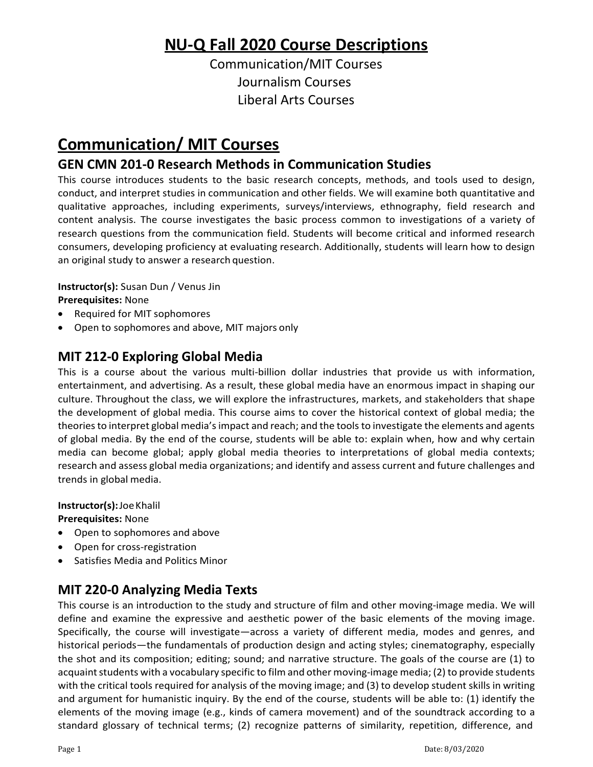# NU-Q Fall 2020 Course Descriptions

Communication/MIT Courses
Journalism Courses
Liberal Arts Courses

# Communication/ MIT Courses

## GEN CMN 201-0 Research Methods in Communication Studies

This course introduces students to the basic research concepts, methods, and tools used to design, conduct, and interpret studies in communication and other fields. We will examine both quantitative and qualitative approaches, including experiments, surveys/interviews, ethnography, field research and content analysis. The course investigates the basic process common to investigations of a variety of research questions from the communication field. Students will become critical and informed research consumers, developing proficiency at evaluating research. Additionally, students will learn how to design an original study to answer a research question.

**Instructor(s):** Susan Dun / Venus Jin
**Prerequisites:** None

- Required for MIT sophomores
- Open to sophomores and above, MIT majors only

## MIT 212-0 Exploring Global Media

This is a course about the various multi-billion dollar industries that provide us with information, entertainment, and advertising. As a result, these global media have an enormous impact in shaping our culture. Throughout the class, we will explore the infrastructures, markets, and stakeholders that shape the development of global media. This course aims to cover the historical context of global media; the theories to interpret global media's impact and reach; and the tools to investigate the elements and agents of global media. By the end of the course, students will be able to: explain when, how and why certain media can become global; apply global media theories to interpretations of global media contexts; research and assess global media organizations; and identify and assess current and future challenges and trends in global media.

**Instructor(s):** Joe Khalil
**Prerequisites:** None

- Open to sophomores and above
- Open for cross-registration
- Satisfies Media and Politics Minor

## MIT 220-0 Analyzing Media Texts

This course is an introduction to the study and structure of film and other moving-image media. We will define and examine the expressive and aesthetic power of the basic elements of the moving image. Specifically, the course will investigate—across a variety of different media, modes and genres, and historical periods—the fundamentals of production design and acting styles; cinematography, especially the shot and its composition; editing; sound; and narrative structure. The goals of the course are (1) to acquaint students with a vocabulary specific to film and other moving-image media; (2) to provide students with the critical tools required for analysis of the moving image; and (3) to develop student skills in writing and argument for humanistic inquiry. By the end of the course, students will be able to: (1) identify the elements of the moving image (e.g., kinds of camera movement) and of the soundtrack according to a standard glossary of technical terms; (2) recognize patterns of similarity, repetition, difference, and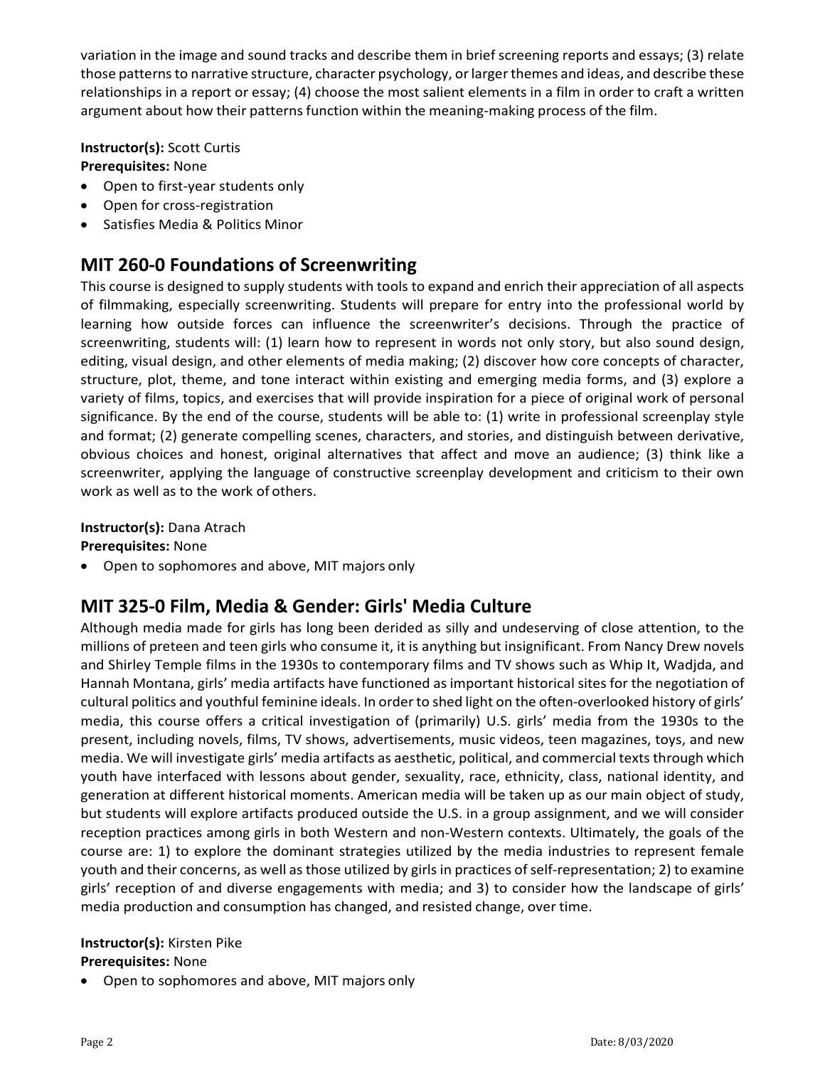variation in the image and sound tracks and describe them in brief screening reports and essays; (3) relate those patterns to narrative structure, character psychology, or larger themes and ideas, and describe these relationships in a report or essay; (4) choose the most salient elements in a film in order to craft a written argument about how their patterns function within the meaning-making process of the film.

**Instructor(s):** Scott Curtis
**Prerequisites:** None

- Open to first-year students only
- Open for cross-registration
- Satisfies Media & Politics Minor

## MIT 260-0 Foundations of Screenwriting

This course is designed to supply students with tools to expand and enrich their appreciation of all aspects of filmmaking, especially screenwriting. Students will prepare for entry into the professional world by learning how outside forces can influence the screenwriter's decisions. Through the practice of screenwriting, students will: (1) learn how to represent in words not only story, but also sound design, editing, visual design, and other elements of media making; (2) discover how core concepts of character, structure, plot, theme, and tone interact within existing and emerging media forms, and (3) explore a variety of films, topics, and exercises that will provide inspiration for a piece of original work of personal significance. By the end of the course, students will be able to: (1) write in professional screenplay style and format; (2) generate compelling scenes, characters, and stories, and distinguish between derivative, obvious choices and honest, original alternatives that affect and move an audience; (3) think like a screenwriter, applying the language of constructive screenplay development and criticism to their own work as well as to the work of others.

**Instructor(s):** Dana Atrach
**Prerequisites:** None

- Open to sophomores and above, MIT majors only

## MIT 325-0 Film, Media & Gender: Girls' Media Culture

Although media made for girls has long been derided as silly and undeserving of close attention, to the millions of preteen and teen girls who consume it, it is anything but insignificant. From Nancy Drew novels and Shirley Temple films in the 1930s to contemporary films and TV shows such as Whip It, Wadjda, and Hannah Montana, girls' media artifacts have functioned as important historical sites for the negotiation of cultural politics and youthful feminine ideals. In order to shed light on the often-overlooked history of girls' media, this course offers a critical investigation of (primarily) U.S. girls' media from the 1930s to the present, including novels, films, TV shows, advertisements, music videos, teen magazines, toys, and new media. We will investigate girls' media artifacts as aesthetic, political, and commercial texts through which youth have interfaced with lessons about gender, sexuality, race, ethnicity, class, national identity, and generation at different historical moments. American media will be taken up as our main object of study, but students will explore artifacts produced outside the U.S. in a group assignment, and we will consider reception practices among girls in both Western and non-Western contexts. Ultimately, the goals of the course are: 1) to explore the dominant strategies utilized by the media industries to represent female youth and their concerns, as well as those utilized by girls in practices of self-representation; 2) to examine girls' reception of and diverse engagements with media; and 3) to consider how the landscape of girls' media production and consumption has changed, and resisted change, over time.

**Instructor(s):** Kirsten Pike
**Prerequisites:** None

- Open to sophomores and above, MIT majors only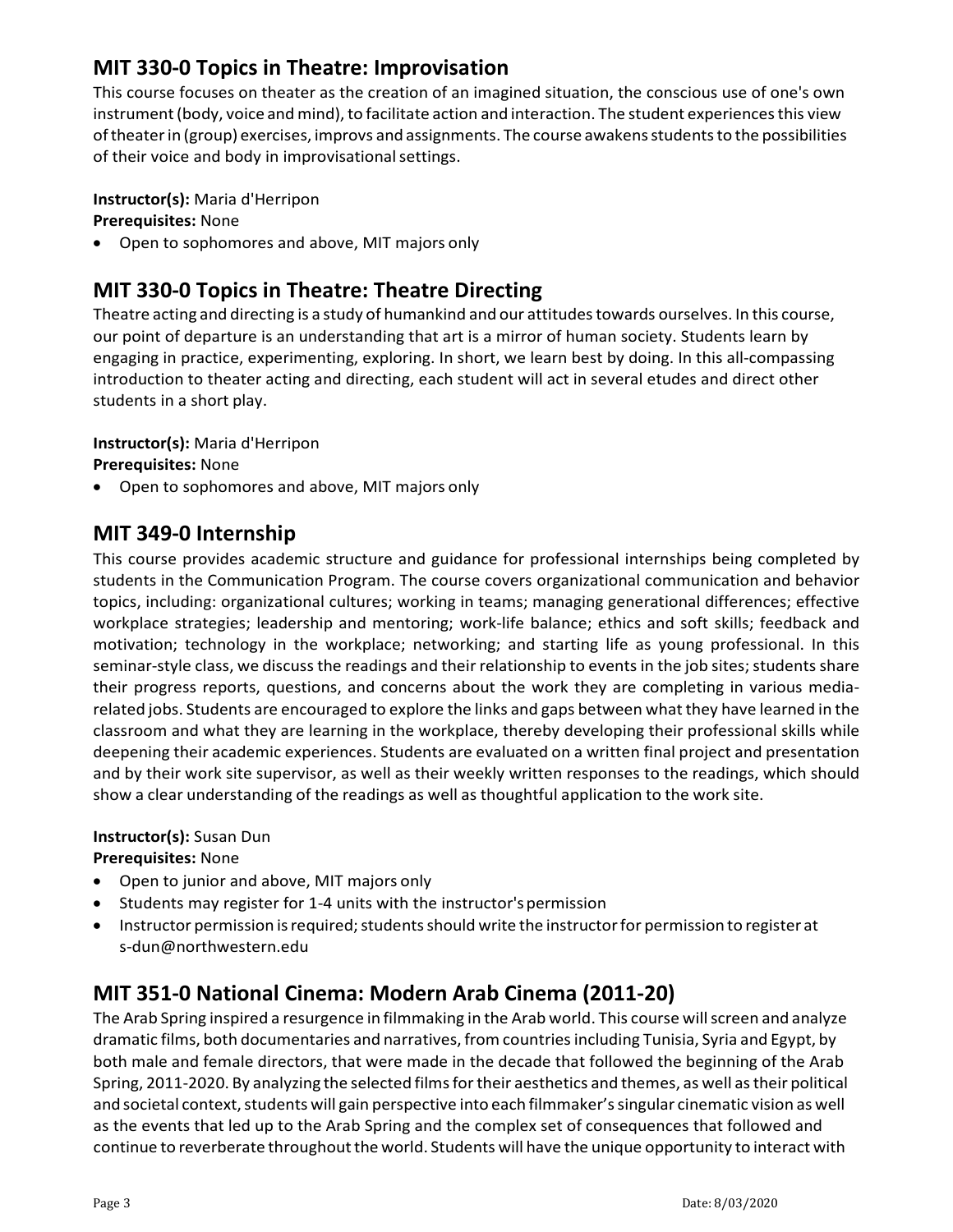## MIT 330-0 Topics in Theatre: Improvisation

This course focuses on theater as the creation of an imagined situation, the conscious use of one's own instrument (body, voice and mind), to facilitate action and interaction. The student experiences this view of theater in (group) exercises, improvs and assignments. The course awakens students to the possibilities of their voice and body in improvisational settings.

**Instructor(s):** Maria d'Herripon
**Prerequisites:** None

- Open to sophomores and above, MIT majors only

## MIT 330-0 Topics in Theatre: Theatre Directing

Theatre acting and directing is a study of humankind and our attitudes towards ourselves. In this course, our point of departure is an understanding that art is a mirror of human society. Students learn by engaging in practice, experimenting, exploring. In short, we learn best by doing. In this all-compassing introduction to theater acting and directing, each student will act in several etudes and direct other students in a short play.

**Instructor(s):** Maria d'Herripon
**Prerequisites:** None

- Open to sophomores and above, MIT majors only

## MIT 349-0 Internship

This course provides academic structure and guidance for professional internships being completed by students in the Communication Program. The course covers organizational communication and behavior topics, including: organizational cultures; working in teams; managing generational differences; effective workplace strategies; leadership and mentoring; work-life balance; ethics and soft skills; feedback and motivation; technology in the workplace; networking; and starting life as young professional. In this seminar-style class, we discuss the readings and their relationship to events in the job sites; students share their progress reports, questions, and concerns about the work they are completing in various media-related jobs. Students are encouraged to explore the links and gaps between what they have learned in the classroom and what they are learning in the workplace, thereby developing their professional skills while deepening their academic experiences. Students are evaluated on a written final project and presentation and by their work site supervisor, as well as their weekly written responses to the readings, which should show a clear understanding of the readings as well as thoughtful application to the work site.

**Instructor(s):** Susan Dun
**Prerequisites:** None

- Open to junior and above, MIT majors only
- Students may register for 1-4 units with the instructor's permission
- Instructor permission is required; students should write the instructor for permission to register at s-dun@northwestern.edu

## MIT 351-0 National Cinema: Modern Arab Cinema (2011-20)

The Arab Spring inspired a resurgence in filmmaking in the Arab world. This course will screen and analyze dramatic films, both documentaries and narratives, from countries including Tunisia, Syria and Egypt, by both male and female directors, that were made in the decade that followed the beginning of the Arab Spring, 2011-2020. By analyzing the selected films for their aesthetics and themes, as well as their political and societal context, students will gain perspective into each filmmaker's singular cinematic vision as well as the events that led up to the Arab Spring and the complex set of consequences that followed and continue to reverberate throughout the world. Students will have the unique opportunity to interact with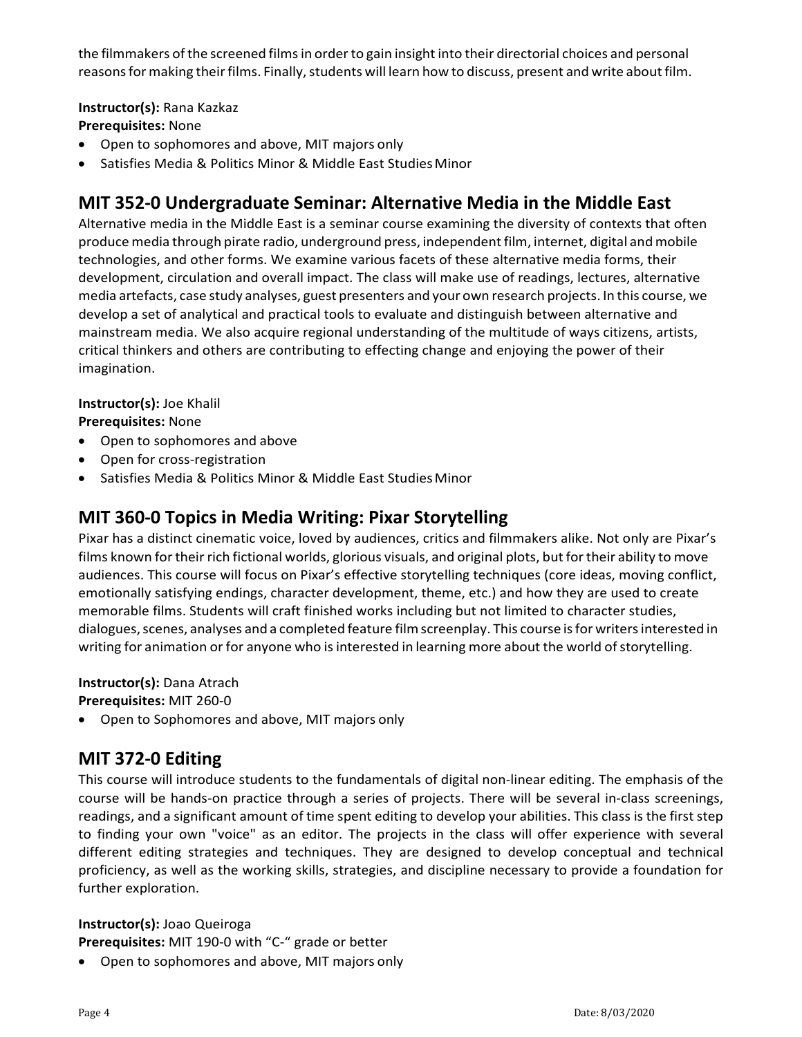the filmmakers of the screened films in order to gain insight into their directorial choices and personal reasons for making their films. Finally, students will learn how to discuss, present and write about film.

**Instructor(s):** Rana Kazkaz
**Prerequisites:** None

- Open to sophomores and above, MIT majors only
- Satisfies Media & Politics Minor & Middle East Studies Minor

## MIT 352-0 Undergraduate Seminar: Alternative Media in the Middle East

Alternative media in the Middle East is a seminar course examining the diversity of contexts that often produce media through pirate radio, underground press, independent film, internet, digital and mobile technologies, and other forms. We examine various facets of these alternative media forms, their development, circulation and overall impact. The class will make use of readings, lectures, alternative media artefacts, case study analyses, guest presenters and your own research projects. In this course, we develop a set of analytical and practical tools to evaluate and distinguish between alternative and mainstream media. We also acquire regional understanding of the multitude of ways citizens, artists, critical thinkers and others are contributing to effecting change and enjoying the power of their imagination.

**Instructor(s):** Joe Khalil
**Prerequisites:** None

- Open to sophomores and above
- Open for cross-registration
- Satisfies Media & Politics Minor & Middle East Studies Minor

## MIT 360-0 Topics in Media Writing: Pixar Storytelling

Pixar has a distinct cinematic voice, loved by audiences, critics and filmmakers alike. Not only are Pixar's films known for their rich fictional worlds, glorious visuals, and original plots, but for their ability to move audiences. This course will focus on Pixar's effective storytelling techniques (core ideas, moving conflict, emotionally satisfying endings, character development, theme, etc.) and how they are used to create memorable films. Students will craft finished works including but not limited to character studies, dialogues, scenes, analyses and a completed feature film screenplay. This course is for writers interested in writing for animation or for anyone who is interested in learning more about the world of storytelling.

**Instructor(s):** Dana Atrach
**Prerequisites:** MIT 260-0

- Open to Sophomores and above, MIT majors only

## MIT 372-0 Editing

This course will introduce students to the fundamentals of digital non-linear editing. The emphasis of the course will be hands-on practice through a series of projects. There will be several in-class screenings, readings, and a significant amount of time spent editing to develop your abilities. This class is the first step to finding your own "voice" as an editor. The projects in the class will offer experience with several different editing strategies and techniques. They are designed to develop conceptual and technical proficiency, as well as the working skills, strategies, and discipline necessary to provide a foundation for further exploration.

**Instructor(s):** Joao Queiroga
**Prerequisites:** MIT 190-0 with "C-" grade or better

- Open to sophomores and above, MIT majors only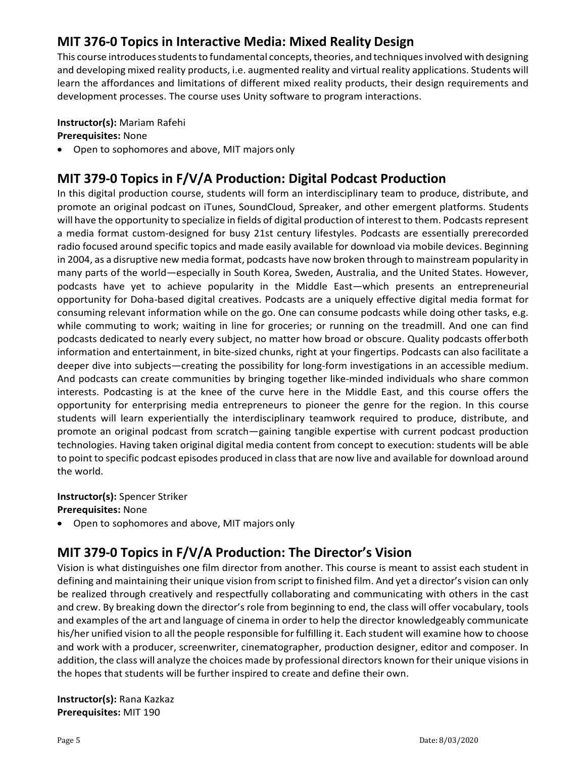## MIT 376-0 Topics in Interactive Media: Mixed Reality Design

This course introduces students to fundamental concepts, theories, and techniques involved with designing and developing mixed reality products, i.e. augmented reality and virtual reality applications. Students will learn the affordances and limitations of different mixed reality products, their design requirements and development processes. The course uses Unity software to program interactions.

**Instructor(s):** Mariam Rafehi
**Prerequisites:** None

- Open to sophomores and above, MIT majors only

## MIT 379-0 Topics in F/V/A Production: Digital Podcast Production

In this digital production course, students will form an interdisciplinary team to produce, distribute, and promote an original podcast on iTunes, SoundCloud, Spreaker, and other emergent platforms. Students will have the opportunity to specialize in fields of digital production of interest to them. Podcasts represent a media format custom-designed for busy 21st century lifestyles. Podcasts are essentially prerecorded radio focused around specific topics and made easily available for download via mobile devices. Beginning in 2004, as a disruptive new media format, podcasts have now broken through to mainstream popularity in many parts of the world—especially in South Korea, Sweden, Australia, and the United States. However, podcasts have yet to achieve popularity in the Middle East—which presents an entrepreneurial opportunity for Doha-based digital creatives. Podcasts are a uniquely effective digital media format for consuming relevant information while on the go. One can consume podcasts while doing other tasks, e.g. while commuting to work; waiting in line for groceries; or running on the treadmill. And one can find podcasts dedicated to nearly every subject, no matter how broad or obscure. Quality podcasts offer both information and entertainment, in bite-sized chunks, right at your fingertips. Podcasts can also facilitate a deeper dive into subjects—creating the possibility for long-form investigations in an accessible medium. And podcasts can create communities by bringing together like-minded individuals who share common interests. Podcasting is at the knee of the curve here in the Middle East, and this course offers the opportunity for enterprising media entrepreneurs to pioneer the genre for the region. In this course students will learn experientially the interdisciplinary teamwork required to produce, distribute, and promote an original podcast from scratch—gaining tangible expertise with current podcast production technologies. Having taken original digital media content from concept to execution: students will be able to point to specific podcast episodes produced in class that are now live and available for download around the world.

**Instructor(s):** Spencer Striker
**Prerequisites:** None

- Open to sophomores and above, MIT majors only

## MIT 379-0 Topics in F/V/A Production: The Director's Vision

Vision is what distinguishes one film director from another. This course is meant to assist each student in defining and maintaining their unique vision from script to finished film. And yet a director's vision can only be realized through creatively and respectfully collaborating and communicating with others in the cast and crew. By breaking down the director's role from beginning to end, the class will offer vocabulary, tools and examples of the art and language of cinema in order to help the director knowledgeably communicate his/her unified vision to all the people responsible for fulfilling it. Each student will examine how to choose and work with a producer, screenwriter, cinematographer, production designer, editor and composer. In addition, the class will analyze the choices made by professional directors known for their unique visions in the hopes that students will be further inspired to create and define their own.

**Instructor(s):** Rana Kazkaz
**Prerequisites:** MIT 190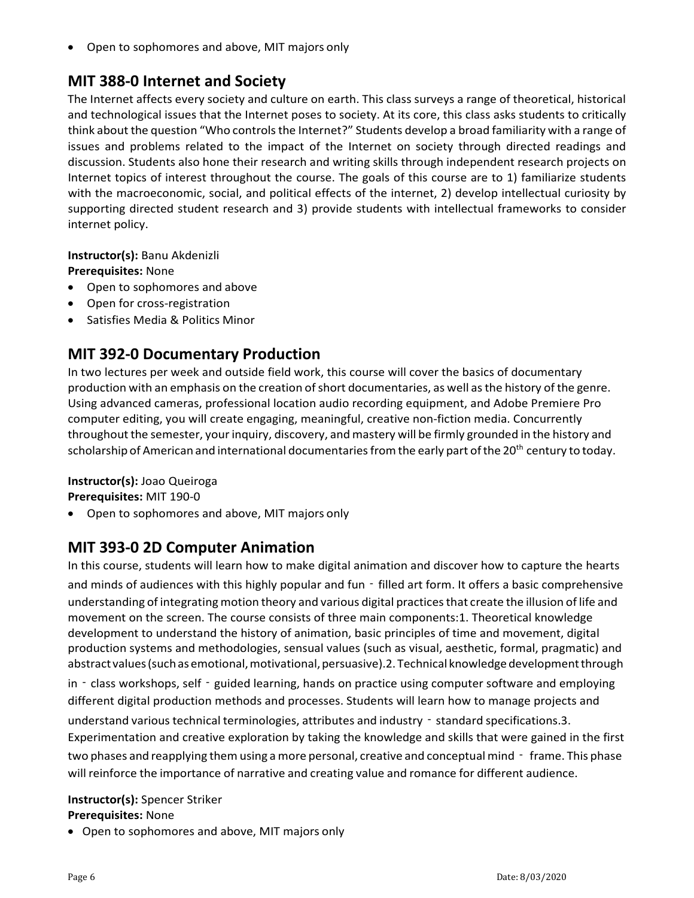- Open to sophomores and above, MIT majors only

## MIT 388-0 Internet and Society

The Internet affects every society and culture on earth. This class surveys a range of theoretical, historical and technological issues that the Internet poses to society. At its core, this class asks students to critically think about the question "Who controls the Internet?" Students develop a broad familiarity with a range of issues and problems related to the impact of the Internet on society through directed readings and discussion. Students also hone their research and writing skills through independent research projects on Internet topics of interest throughout the course. The goals of this course are to 1) familiarize students with the macroeconomic, social, and political effects of the internet, 2) develop intellectual curiosity by supporting directed student research and 3) provide students with intellectual frameworks to consider internet policy.

**Instructor(s):** Banu Akdenizli
**Prerequisites:** None

- Open to sophomores and above
- Open for cross-registration
- Satisfies Media & Politics Minor

## MIT 392-0 Documentary Production

In two lectures per week and outside field work, this course will cover the basics of documentary production with an emphasis on the creation of short documentaries, as well as the history of the genre. Using advanced cameras, professional location audio recording equipment, and Adobe Premiere Pro computer editing, you will create engaging, meaningful, creative non-fiction media. Concurrently throughout the semester, your inquiry, discovery, and mastery will be firmly grounded in the history and scholarship of American and international documentaries from the early part of the 20th century to today.

**Instructor(s):** Joao Queiroga
**Prerequisites:** MIT 190-0

- Open to sophomores and above, MIT majors only

## MIT 393-0 2D Computer Animation

In this course, students will learn how to make digital animation and discover how to capture the hearts and minds of audiences with this highly popular and fun - filled art form. It offers a basic comprehensive understanding of integrating motion theory and various digital practices that create the illusion of life and movement on the screen. The course consists of three main components:1. Theoretical knowledge development to understand the history of animation, basic principles of time and movement, digital production systems and methodologies, sensual values (such as visual, aesthetic, formal, pragmatic) and abstract values (such as emotional, motivational, persuasive).2. Technical knowledge development through in - class workshops, self - guided learning, hands on practice using computer software and employing different digital production methods and processes. Students will learn how to manage projects and understand various technical terminologies, attributes and industry - standard specifications.3. Experimentation and creative exploration by taking the knowledge and skills that were gained in the first two phases and reapplying them using a more personal, creative and conceptual mind - frame. This phase will reinforce the importance of narrative and creating value and romance for different audience.

**Instructor(s):** Spencer Striker
**Prerequisites:** None

- Open to sophomores and above, MIT majors only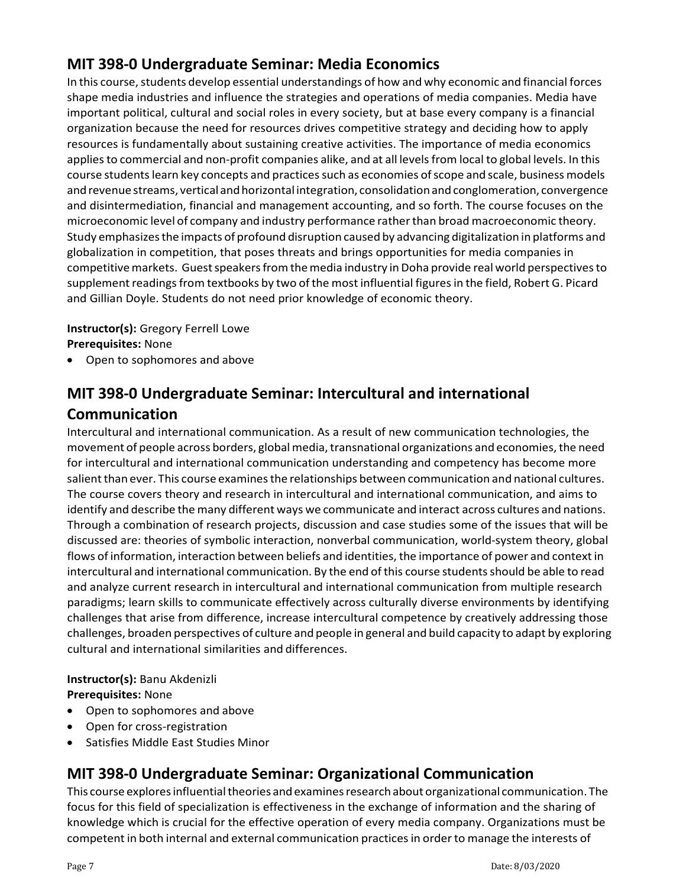## MIT 398-0 Undergraduate Seminar: Media Economics

In this course, students develop essential understandings of how and why economic and financial forces shape media industries and influence the strategies and operations of media companies. Media have important political, cultural and social roles in every society, but at base every company is a financial organization because the need for resources drives competitive strategy and deciding how to apply resources is fundamentally about sustaining creative activities. The importance of media economics applies to commercial and non-profit companies alike, and at all levels from local to global levels. In this course students learn key concepts and practices such as economies of scope and scale, business models and revenue streams, vertical and horizontal integration, consolidation and conglomeration, convergence and disintermediation, financial and management accounting, and so forth. The course focuses on the microeconomic level of company and industry performance rather than broad macroeconomic theory. Study emphasizes the impacts of profound disruption caused by advancing digitalization in platforms and globalization in competition, that poses threats and brings opportunities for media companies in competitive markets. Guest speakers from the media industry in Doha provide real world perspectives to supplement readings from textbooks by two of the most influential figures in the field, Robert G. Picard and Gillian Doyle. Students do not need prior knowledge of economic theory.

**Instructor(s):** Gregory Ferrell Lowe
**Prerequisites:** None

- Open to sophomores and above

## MIT 398-0 Undergraduate Seminar: Intercultural and international Communication

Intercultural and international communication. As a result of new communication technologies, the movement of people across borders, global media, transnational organizations and economies, the need for intercultural and international communication understanding and competency has become more salient than ever. This course examines the relationships between communication and national cultures. The course covers theory and research in intercultural and international communication, and aims to identify and describe the many different ways we communicate and interact across cultures and nations. Through a combination of research projects, discussion and case studies some of the issues that will be discussed are: theories of symbolic interaction, nonverbal communication, world-system theory, global flows of information, interaction between beliefs and identities, the importance of power and context in intercultural and international communication. By the end of this course students should be able to read and analyze current research in intercultural and international communication from multiple research paradigms; learn skills to communicate effectively across culturally diverse environments by identifying challenges that arise from difference, increase intercultural competence by creatively addressing those challenges, broaden perspectives of culture and people in general and build capacity to adapt by exploring cultural and international similarities and differences.

**Instructor(s):** Banu Akdenizli
**Prerequisites:** None

- Open to sophomores and above
- Open for cross-registration
- Satisfies Middle East Studies Minor

## MIT 398-0 Undergraduate Seminar: Organizational Communication

This course explores influential theories and examines research about organizational communication. The focus for this field of specialization is effectiveness in the exchange of information and the sharing of knowledge which is crucial for the effective operation of every media company. Organizations must be competent in both internal and external communication practices in order to manage the interests of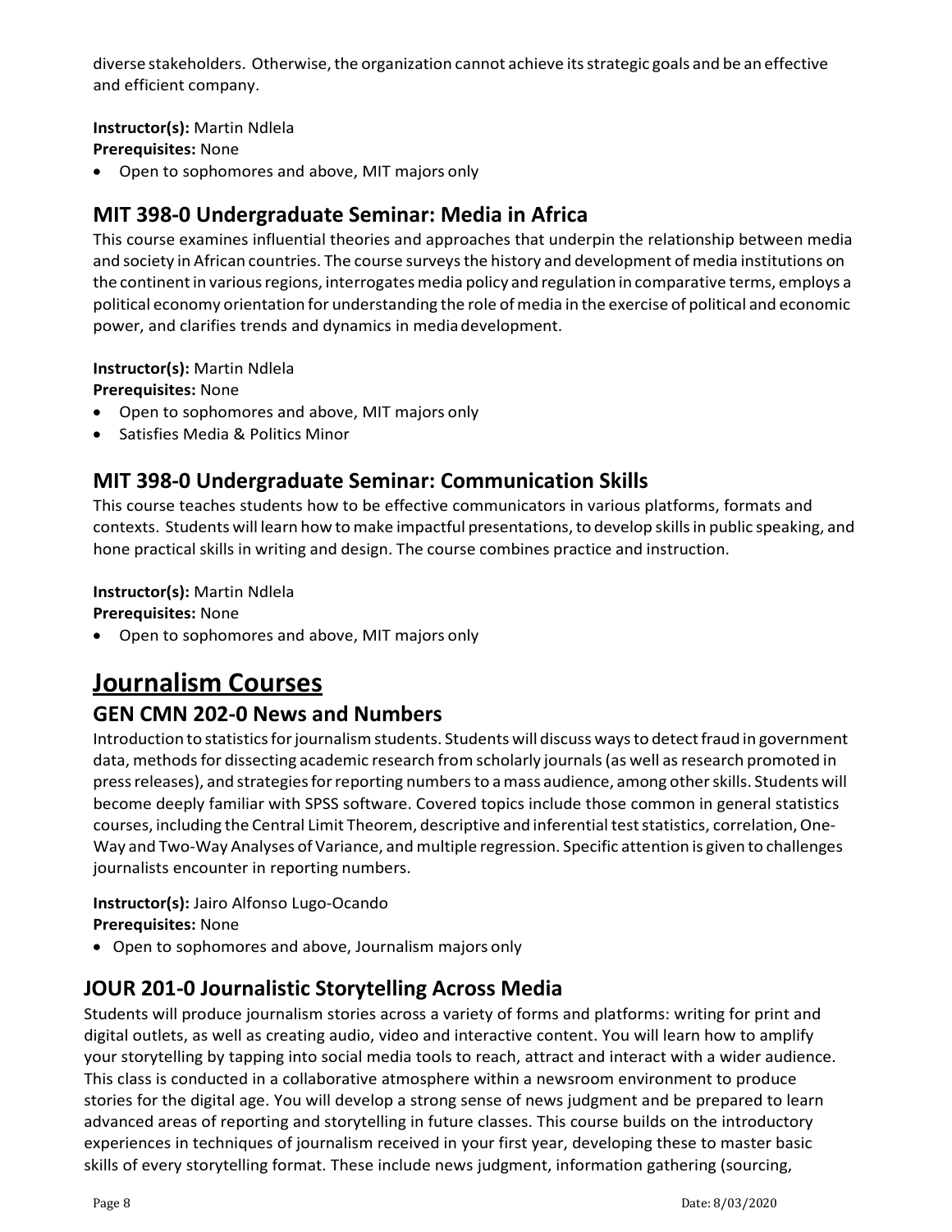diverse stakeholders. Otherwise, the organization cannot achieve its strategic goals and be an effective and efficient company.

**Instructor(s):** Martin Ndlela
**Prerequisites:** None

- Open to sophomores and above, MIT majors only

## MIT 398-0 Undergraduate Seminar: Media in Africa

This course examines influential theories and approaches that underpin the relationship between media and society in African countries. The course surveys the history and development of media institutions on the continent in various regions, interrogates media policy and regulation in comparative terms, employs a political economy orientation for understanding the role of media in the exercise of political and economic power, and clarifies trends and dynamics in media development.

**Instructor(s):** Martin Ndlela
**Prerequisites:** None

- Open to sophomores and above, MIT majors only
- Satisfies Media & Politics Minor

## MIT 398-0 Undergraduate Seminar: Communication Skills

This course teaches students how to be effective communicators in various platforms, formats and contexts. Students will learn how to make impactful presentations, to develop skills in public speaking, and hone practical skills in writing and design. The course combines practice and instruction.

**Instructor(s):** Martin Ndlela
**Prerequisites:** None

- Open to sophomores and above, MIT majors only

# Journalism Courses

## GEN CMN 202-0 News and Numbers

Introduction to statistics for journalism students. Students will discuss ways to detect fraud in government data, methods for dissecting academic research from scholarly journals (as well as research promoted in press releases), and strategies for reporting numbers to a mass audience, among other skills. Students will become deeply familiar with SPSS software. Covered topics include those common in general statistics courses, including the Central Limit Theorem, descriptive and inferential test statistics, correlation, One-Way and Two-Way Analyses of Variance, and multiple regression. Specific attention is given to challenges journalists encounter in reporting numbers.

**Instructor(s):** Jairo Alfonso Lugo-Ocando
**Prerequisites:** None

- Open to sophomores and above, Journalism majors only

## JOUR 201-0 Journalistic Storytelling Across Media

Students will produce journalism stories across a variety of forms and platforms: writing for print and digital outlets, as well as creating audio, video and interactive content. You will learn how to amplify your storytelling by tapping into social media tools to reach, attract and interact with a wider audience. This class is conducted in a collaborative atmosphere within a newsroom environment to produce stories for the digital age. You will develop a strong sense of news judgment and be prepared to learn advanced areas of reporting and storytelling in future classes. This course builds on the introductory experiences in techniques of journalism received in your first year, developing these to master basic skills of every storytelling format. These include news judgment, information gathering (sourcing,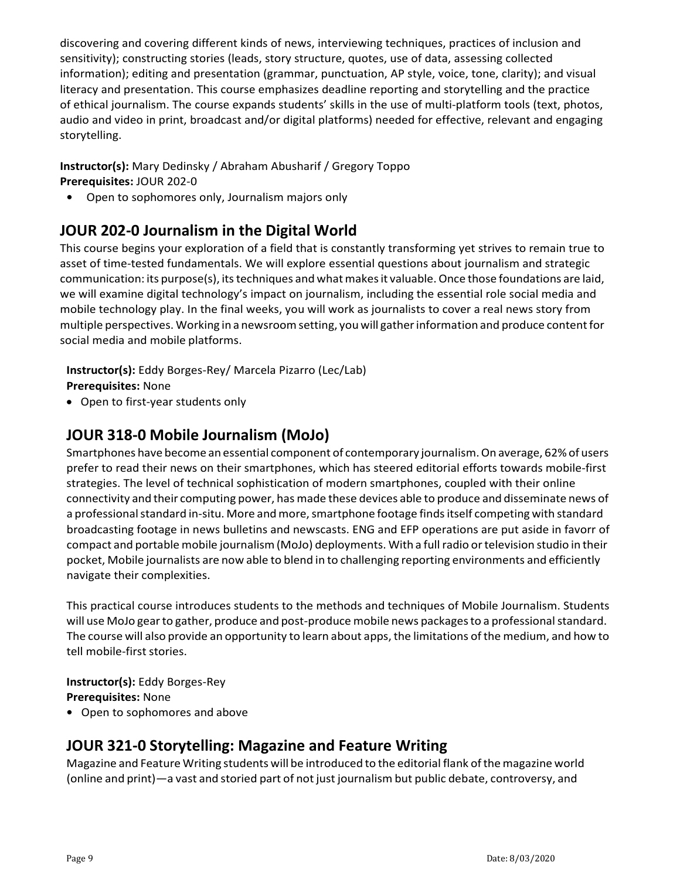discovering and covering different kinds of news, interviewing techniques, practices of inclusion and sensitivity); constructing stories (leads, story structure, quotes, use of data, assessing collected information); editing and presentation (grammar, punctuation, AP style, voice, tone, clarity); and visual literacy and presentation. This course emphasizes deadline reporting and storytelling and the practice of ethical journalism. The course expands students' skills in the use of multi-platform tools (text, photos, audio and video in print, broadcast and/or digital platforms) needed for effective, relevant and engaging storytelling.

**Instructor(s):** Mary Dedinsky / Abraham Abusharif / Gregory Toppo
**Prerequisites:** JOUR 202-0

- Open to sophomores only, Journalism majors only

## JOUR 202-0 Journalism in the Digital World

This course begins your exploration of a field that is constantly transforming yet strives to remain true to asset of time-tested fundamentals. We will explore essential questions about journalism and strategic communication: its purpose(s), its techniques and what makes it valuable. Once those foundations are laid, we will examine digital technology's impact on journalism, including the essential role social media and mobile technology play. In the final weeks, you will work as journalists to cover a real news story from multiple perspectives. Working in a newsroom setting, you will gather information and produce content for social media and mobile platforms.

**Instructor(s):** Eddy Borges-Rey/ Marcela Pizarro (Lec/Lab)
**Prerequisites:** None

- Open to first-year students only

## JOUR 318-0 Mobile Journalism (MoJo)

Smartphones have become an essential component of contemporary journalism. On average, 62% of users prefer to read their news on their smartphones, which has steered editorial efforts towards mobile-first strategies. The level of technical sophistication of modern smartphones, coupled with their online connectivity and their computing power, has made these devices able to produce and disseminate news of a professional standard in-situ. More and more, smartphone footage finds itself competing with standard broadcasting footage in news bulletins and newscasts. ENG and EFP operations are put aside in favorr of compact and portable mobile journalism (MoJo) deployments. With a full radio or television studio in their pocket, Mobile journalists are now able to blend in to challenging reporting environments and efficiently navigate their complexities.

This practical course introduces students to the methods and techniques of Mobile Journalism. Students will use MoJo gear to gather, produce and post-produce mobile news packages to a professional standard. The course will also provide an opportunity to learn about apps, the limitations of the medium, and how to tell mobile-first stories.

**Instructor(s):** Eddy Borges-Rey
**Prerequisites:** None

- Open to sophomores and above

## JOUR 321-0 Storytelling: Magazine and Feature Writing

Magazine and Feature Writing students will be introduced to the editorial flank of the magazine world (online and print)—a vast and storied part of not just journalism but public debate, controversy, and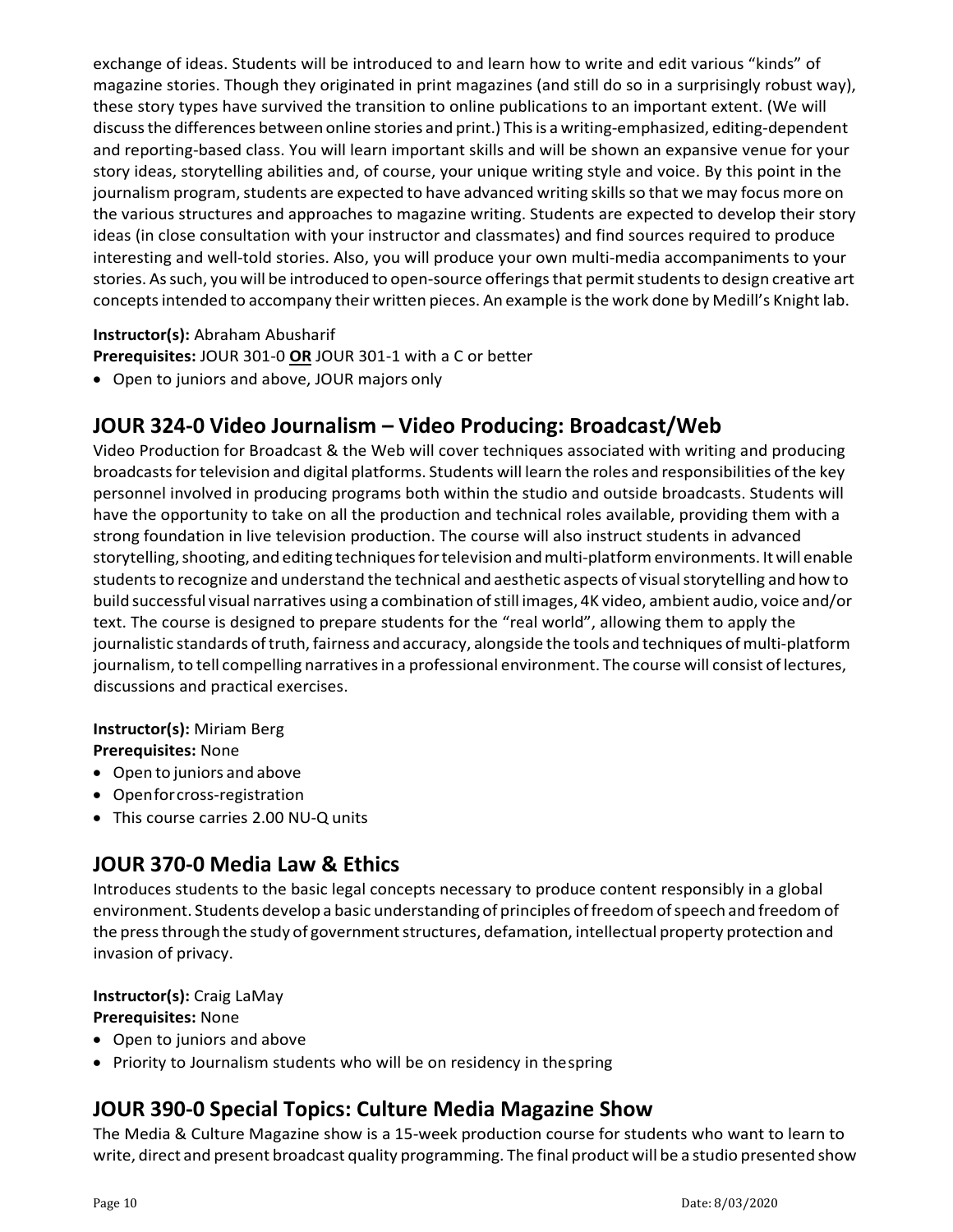exchange of ideas. Students will be introduced to and learn how to write and edit various "kinds" of magazine stories. Though they originated in print magazines (and still do so in a surprisingly robust way), these story types have survived the transition to online publications to an important extent. (We will discuss the differences between online stories and print.) This is a writing-emphasized, editing-dependent and reporting-based class. You will learn important skills and will be shown an expansive venue for your story ideas, storytelling abilities and, of course, your unique writing style and voice. By this point in the journalism program, students are expected to have advanced writing skills so that we may focus more on the various structures and approaches to magazine writing. Students are expected to develop their story ideas (in close consultation with your instructor and classmates) and find sources required to produce interesting and well-told stories. Also, you will produce your own multi-media accompaniments to your stories. As such, you will be introduced to open-source offerings that permit students to design creative art concepts intended to accompany their written pieces. An example is the work done by Medill's Knight lab.

**Instructor(s):** Abraham Abusharif

**Prerequisites:** JOUR 301-0 **OR** JOUR 301-1 with a C or better

- Open to juniors and above, JOUR majors only

## JOUR 324-0 Video Journalism – Video Producing: Broadcast/Web

Video Production for Broadcast & the Web will cover techniques associated with writing and producing broadcasts for television and digital platforms. Students will learn the roles and responsibilities of the key personnel involved in producing programs both within the studio and outside broadcasts. Students will have the opportunity to take on all the production and technical roles available, providing them with a strong foundation in live television production. The course will also instruct students in advanced storytelling, shooting, and editing techniques for television and multi-platform environments. It will enable students to recognize and understand the technical and aesthetic aspects of visual storytelling and how to build successful visual narratives using a combination of still images, 4K video, ambient audio, voice and/or text. The course is designed to prepare students for the "real world", allowing them to apply the journalistic standards of truth, fairness and accuracy, alongside the tools and techniques of multi-platform journalism, to tell compelling narratives in a professional environment. The course will consist of lectures, discussions and practical exercises.

**Instructor(s):** Miriam Berg

**Prerequisites:** None

- Open to juniors and above
- Open for cross-registration
- This course carries 2.00 NU-Q units

## JOUR 370-0 Media Law & Ethics

Introduces students to the basic legal concepts necessary to produce content responsibly in a global environment. Students develop a basic understanding of principles of freedom of speech and freedom of the press through the study of government structures, defamation, intellectual property protection and invasion of privacy.

**Instructor(s):** Craig LaMay

**Prerequisites:** None

- Open to juniors and above
- Priority to Journalism students who will be on residency in the spring

## JOUR 390-0 Special Topics: Culture Media Magazine Show

The Media & Culture Magazine show is a 15-week production course for students who want to learn to write, direct and present broadcast quality programming. The final product will be a studio presented show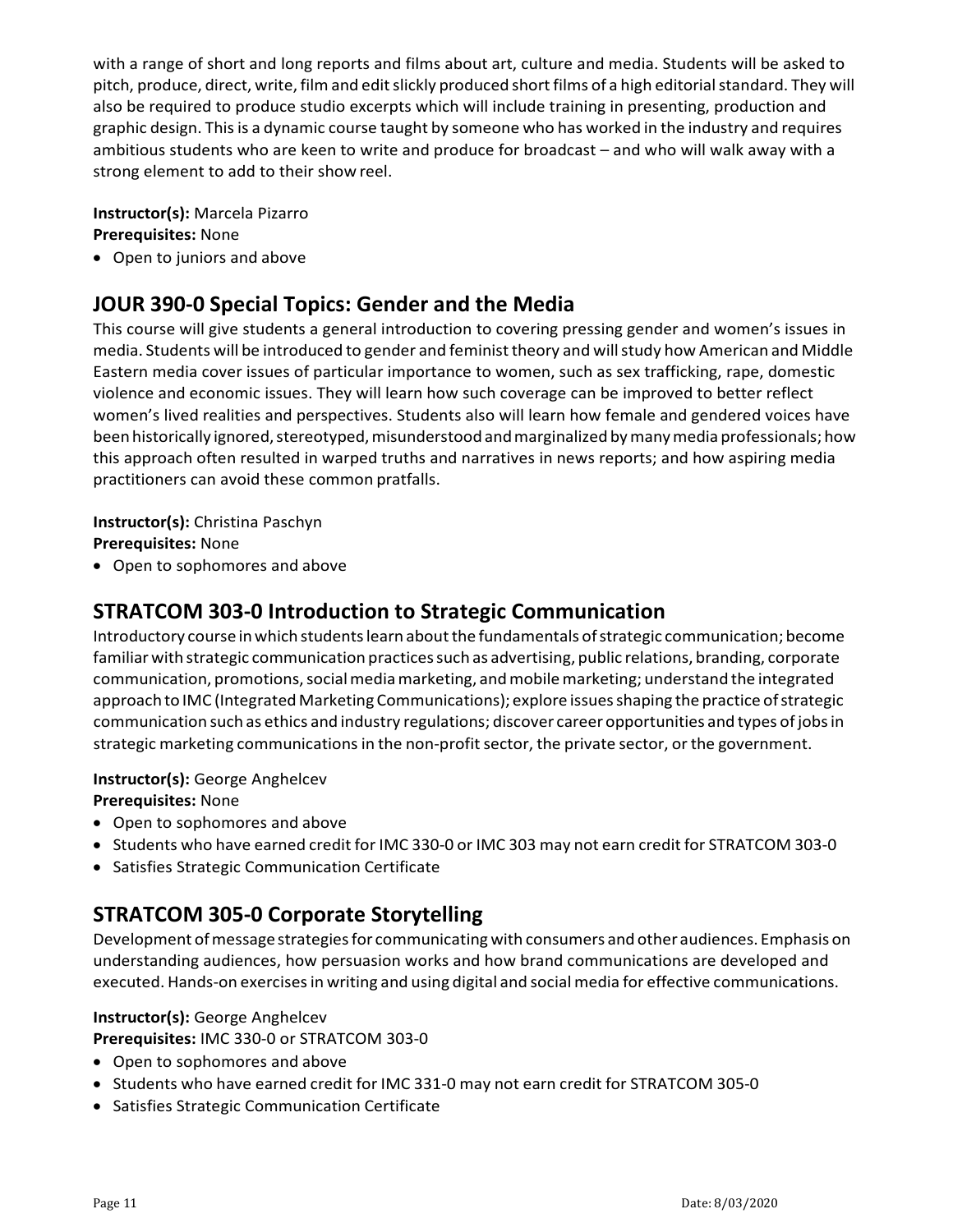with a range of short and long reports and films about art, culture and media. Students will be asked to pitch, produce, direct, write, film and edit slickly produced short films of a high editorial standard. They will also be required to produce studio excerpts which will include training in presenting, production and graphic design. This is a dynamic course taught by someone who has worked in the industry and requires ambitious students who are keen to write and produce for broadcast – and who will walk away with a strong element to add to their show reel.

**Instructor(s):** Marcela Pizarro
**Prerequisites:** None

- Open to juniors and above

## JOUR 390-0 Special Topics: Gender and the Media

This course will give students a general introduction to covering pressing gender and women's issues in media. Students will be introduced to gender and feminist theory and will study how American and Middle Eastern media cover issues of particular importance to women, such as sex trafficking, rape, domestic violence and economic issues. They will learn how such coverage can be improved to better reflect women's lived realities and perspectives. Students also will learn how female and gendered voices have been historically ignored, stereotyped, misunderstood and marginalized by many media professionals; how this approach often resulted in warped truths and narratives in news reports; and how aspiring media practitioners can avoid these common pratfalls.

**Instructor(s):** Christina Paschyn
**Prerequisites:** None

- Open to sophomores and above

## STRATCOM 303-0 Introduction to Strategic Communication

Introductory course in which students learn about the fundamentals of strategic communication; become familiar with strategic communication practices such as advertising, public relations, branding, corporate communication, promotions, social media marketing, and mobile marketing; understand the integrated approach to IMC (Integrated Marketing Communications); explore issues shaping the practice of strategic communication such as ethics and industry regulations; discover career opportunities and types of jobs in strategic marketing communications in the non-profit sector, the private sector, or the government.

**Instructor(s):** George Anghelcev
**Prerequisites:** None

- Open to sophomores and above
- Students who have earned credit for IMC 330-0 or IMC 303 may not earn credit for STRATCOM 303-0
- Satisfies Strategic Communication Certificate

## STRATCOM 305-0 Corporate Storytelling

Development of message strategies for communicating with consumers and other audiences. Emphasis on understanding audiences, how persuasion works and how brand communications are developed and executed. Hands-on exercises in writing and using digital and social media for effective communications.

**Instructor(s):** George Anghelcev
**Prerequisites:** IMC 330-0 or STRATCOM 303-0

- Open to sophomores and above
- Students who have earned credit for IMC 331-0 may not earn credit for STRATCOM 305-0
- Satisfies Strategic Communication Certificate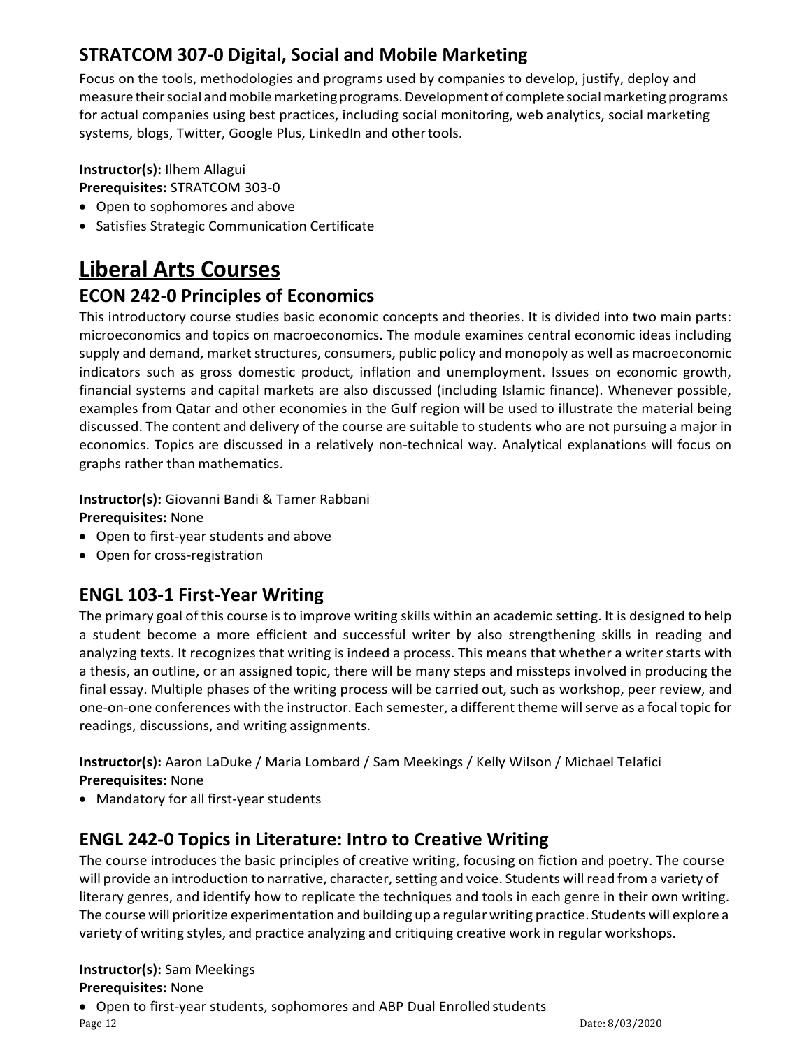## STRATCOM 307-0 Digital, Social and Mobile Marketing

Focus on the tools, methodologies and programs used by companies to develop, justify, deploy and measure their social and mobile marketing programs. Development of complete social marketing programs for actual companies using best practices, including social monitoring, web analytics, social marketing systems, blogs, Twitter, Google Plus, LinkedIn and other tools.

**Instructor(s):** Ilhem Allagui
**Prerequisites:** STRATCOM 303-0

- Open to sophomores and above
- Satisfies Strategic Communication Certificate

# Liberal Arts Courses

## ECON 242-0 Principles of Economics

This introductory course studies basic economic concepts and theories. It is divided into two main parts: microeconomics and topics on macroeconomics. The module examines central economic ideas including supply and demand, market structures, consumers, public policy and monopoly as well as macroeconomic indicators such as gross domestic product, inflation and unemployment. Issues on economic growth, financial systems and capital markets are also discussed (including Islamic finance). Whenever possible, examples from Qatar and other economies in the Gulf region will be used to illustrate the material being discussed. The content and delivery of the course are suitable to students who are not pursuing a major in economics. Topics are discussed in a relatively non-technical way. Analytical explanations will focus on graphs rather than mathematics.

**Instructor(s):** Giovanni Bandi & Tamer Rabbani
**Prerequisites:** None

- Open to first-year students and above
- Open for cross-registration

## ENGL 103-1 First-Year Writing

The primary goal of this course is to improve writing skills within an academic setting. It is designed to help a student become a more efficient and successful writer by also strengthening skills in reading and analyzing texts. It recognizes that writing is indeed a process. This means that whether a writer starts with a thesis, an outline, or an assigned topic, there will be many steps and missteps involved in producing the final essay. Multiple phases of the writing process will be carried out, such as workshop, peer review, and one-on-one conferences with the instructor. Each semester, a different theme will serve as a focal topic for readings, discussions, and writing assignments.

**Instructor(s):** Aaron LaDuke / Maria Lombard / Sam Meekings / Kelly Wilson / Michael Telafici
**Prerequisites:** None

- Mandatory for all first-year students

## ENGL 242-0 Topics in Literature: Intro to Creative Writing

The course introduces the basic principles of creative writing, focusing on fiction and poetry. The course will provide an introduction to narrative, character, setting and voice. Students will read from a variety of literary genres, and identify how to replicate the techniques and tools in each genre in their own writing. The course will prioritize experimentation and building up a regular writing practice. Students will explore a variety of writing styles, and practice analyzing and critiquing creative work in regular workshops.

**Instructor(s):** Sam Meekings
**Prerequisites:** None

- Open to first-year students, sophomores and ABP Dual Enrolled students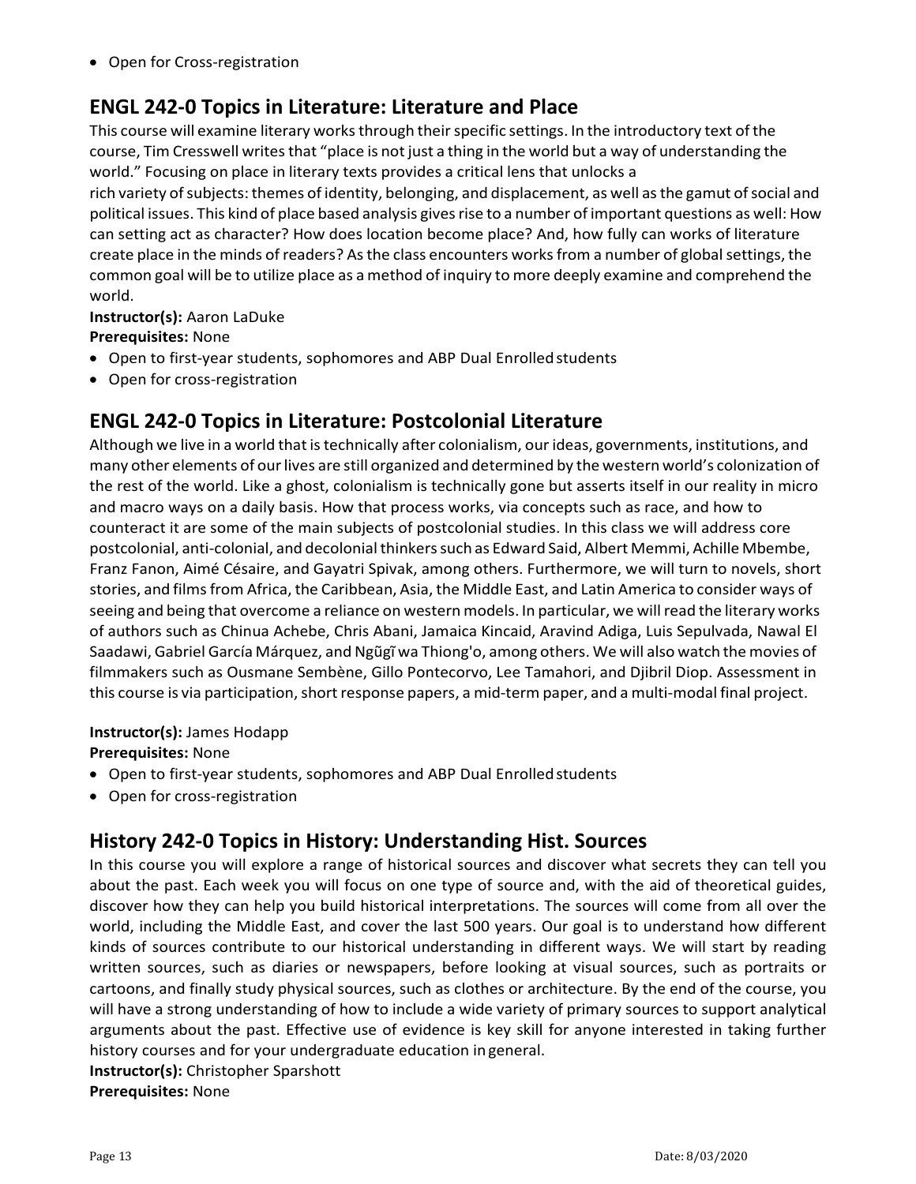- Open for Cross-registration

## ENGL 242-0 Topics in Literature: Literature and Place

This course will examine literary works through their specific settings. In the introductory text of the course, Tim Cresswell writes that "place is not just a thing in the world but a way of understanding the world." Focusing on place in literary texts provides a critical lens that unlocks a rich variety of subjects: themes of identity, belonging, and displacement, as well as the gamut of social and political issues. This kind of place based analysis gives rise to a number of important questions as well: How can setting act as character? How does location become place? And, how fully can works of literature create place in the minds of readers? As the class encounters works from a number of global settings, the common goal will be to utilize place as a method of inquiry to more deeply examine and comprehend the world.

**Instructor(s):** Aaron LaDuke
**Prerequisites:** None

- Open to first-year students, sophomores and ABP Dual Enrolled students
- Open for cross-registration

## ENGL 242-0 Topics in Literature: Postcolonial Literature

Although we live in a world that is technically after colonialism, our ideas, governments, institutions, and many other elements of our lives are still organized and determined by the western world's colonization of the rest of the world. Like a ghost, colonialism is technically gone but asserts itself in our reality in micro and macro ways on a daily basis. How that process works, via concepts such as race, and how to counteract it are some of the main subjects of postcolonial studies. In this class we will address core postcolonial, anti-colonial, and decolonial thinkers such as Edward Said, Albert Memmi, Achille Mbembe, Franz Fanon, Aimé Césaire, and Gayatri Spivak, among others. Furthermore, we will turn to novels, short stories, and films from Africa, the Caribbean, Asia, the Middle East, and Latin America to consider ways of seeing and being that overcome a reliance on western models. In particular, we will read the literary works of authors such as Chinua Achebe, Chris Abani, Jamaica Kincaid, Aravind Adiga, Luis Sepulvada, Nawal El Saadawi, Gabriel García Márquez, and Ngũgĩ wa Thiong'o, among others. We will also watch the movies of filmmakers such as Ousmane Sembène, Gillo Pontecorvo, Lee Tamahori, and Djibril Diop. Assessment in this course is via participation, short response papers, a mid-term paper, and a multi-modal final project.

**Instructor(s):** James Hodapp
**Prerequisites:** None

- Open to first-year students, sophomores and ABP Dual Enrolled students
- Open for cross-registration

## History 242-0 Topics in History: Understanding Hist. Sources

In this course you will explore a range of historical sources and discover what secrets they can tell you about the past. Each week you will focus on one type of source and, with the aid of theoretical guides, discover how they can help you build historical interpretations. The sources will come from all over the world, including the Middle East, and cover the last 500 years. Our goal is to understand how different kinds of sources contribute to our historical understanding in different ways. We will start by reading written sources, such as diaries or newspapers, before looking at visual sources, such as portraits or cartoons, and finally study physical sources, such as clothes or architecture. By the end of the course, you will have a strong understanding of how to include a wide variety of primary sources to support analytical arguments about the past. Effective use of evidence is key skill for anyone interested in taking further history courses and for your undergraduate education in general.

**Instructor(s):** Christopher Sparshott
**Prerequisites:** None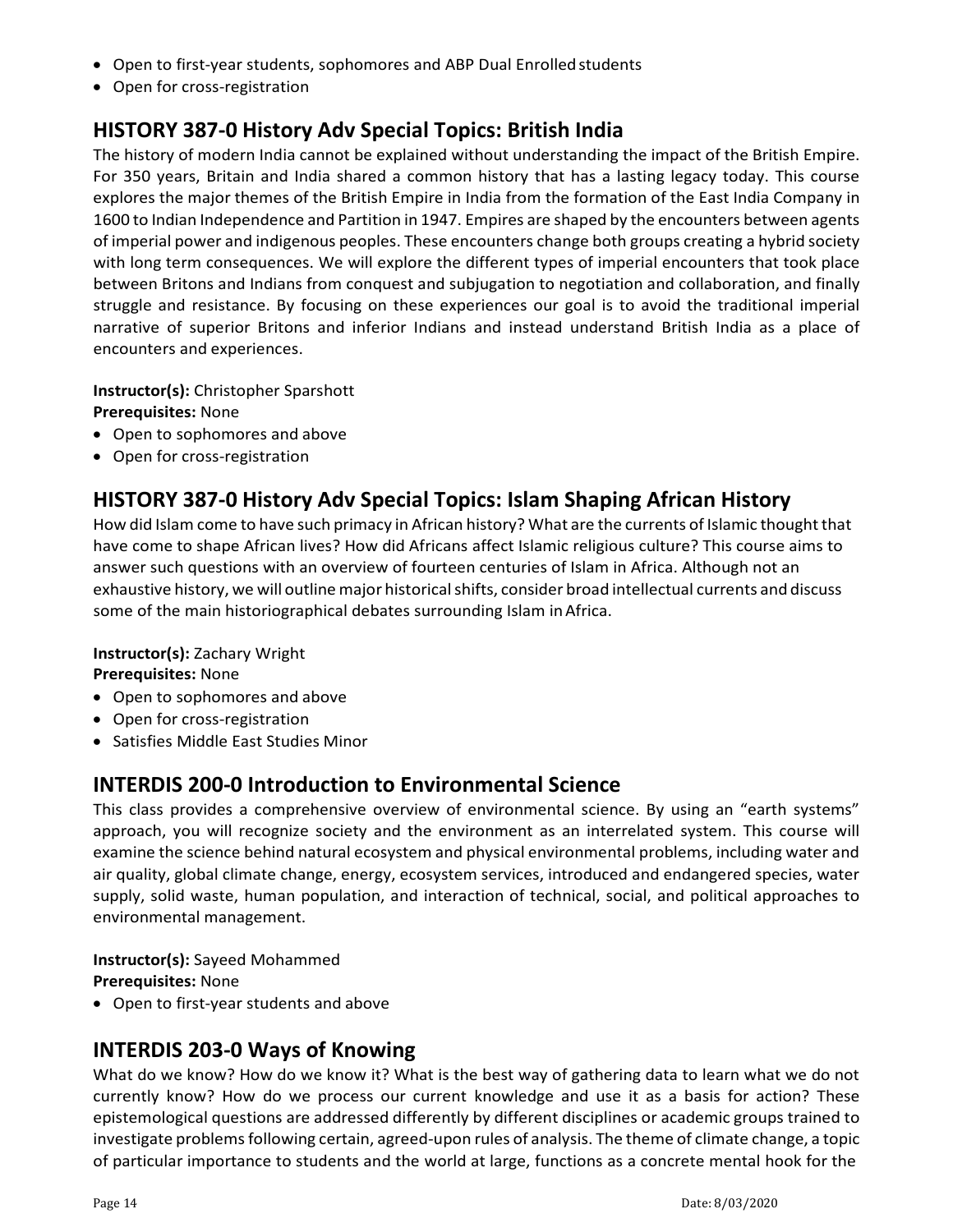- Open to first-year students, sophomores and ABP Dual Enrolled students
- Open for cross-registration

## HISTORY 387-0 History Adv Special Topics: British India

The history of modern India cannot be explained without understanding the impact of the British Empire. For 350 years, Britain and India shared a common history that has a lasting legacy today. This course explores the major themes of the British Empire in India from the formation of the East India Company in 1600 to Indian Independence and Partition in 1947. Empires are shaped by the encounters between agents of imperial power and indigenous peoples. These encounters change both groups creating a hybrid society with long term consequences. We will explore the different types of imperial encounters that took place between Britons and Indians from conquest and subjugation to negotiation and collaboration, and finally struggle and resistance. By focusing on these experiences our goal is to avoid the traditional imperial narrative of superior Britons and inferior Indians and instead understand British India as a place of encounters and experiences.

**Instructor(s):** Christopher Sparshott
**Prerequisites:** None

- Open to sophomores and above
- Open for cross-registration

## HISTORY 387-0 History Adv Special Topics: Islam Shaping African History

How did Islam come to have such primacy in African history? What are the currents of Islamic thought that have come to shape African lives? How did Africans affect Islamic religious culture? This course aims to answer such questions with an overview of fourteen centuries of Islam in Africa. Although not an exhaustive history, we will outline major historical shifts, consider broad intellectual currents and discuss some of the main historiographical debates surrounding Islam in Africa.

**Instructor(s):** Zachary Wright
**Prerequisites:** None

- Open to sophomores and above
- Open for cross-registration
- Satisfies Middle East Studies Minor

## INTERDIS 200-0 Introduction to Environmental Science

This class provides a comprehensive overview of environmental science. By using an "earth systems" approach, you will recognize society and the environment as an interrelated system. This course will examine the science behind natural ecosystem and physical environmental problems, including water and air quality, global climate change, energy, ecosystem services, introduced and endangered species, water supply, solid waste, human population, and interaction of technical, social, and political approaches to environmental management.

**Instructor(s):** Sayeed Mohammed
**Prerequisites:** None

- Open to first-year students and above

## INTERDIS 203-0 Ways of Knowing

What do we know? How do we know it? What is the best way of gathering data to learn what we do not currently know? How do we process our current knowledge and use it as a basis for action? These epistemological questions are addressed differently by different disciplines or academic groups trained to investigate problems following certain, agreed-upon rules of analysis. The theme of climate change, a topic of particular importance to students and the world at large, functions as a concrete mental hook for the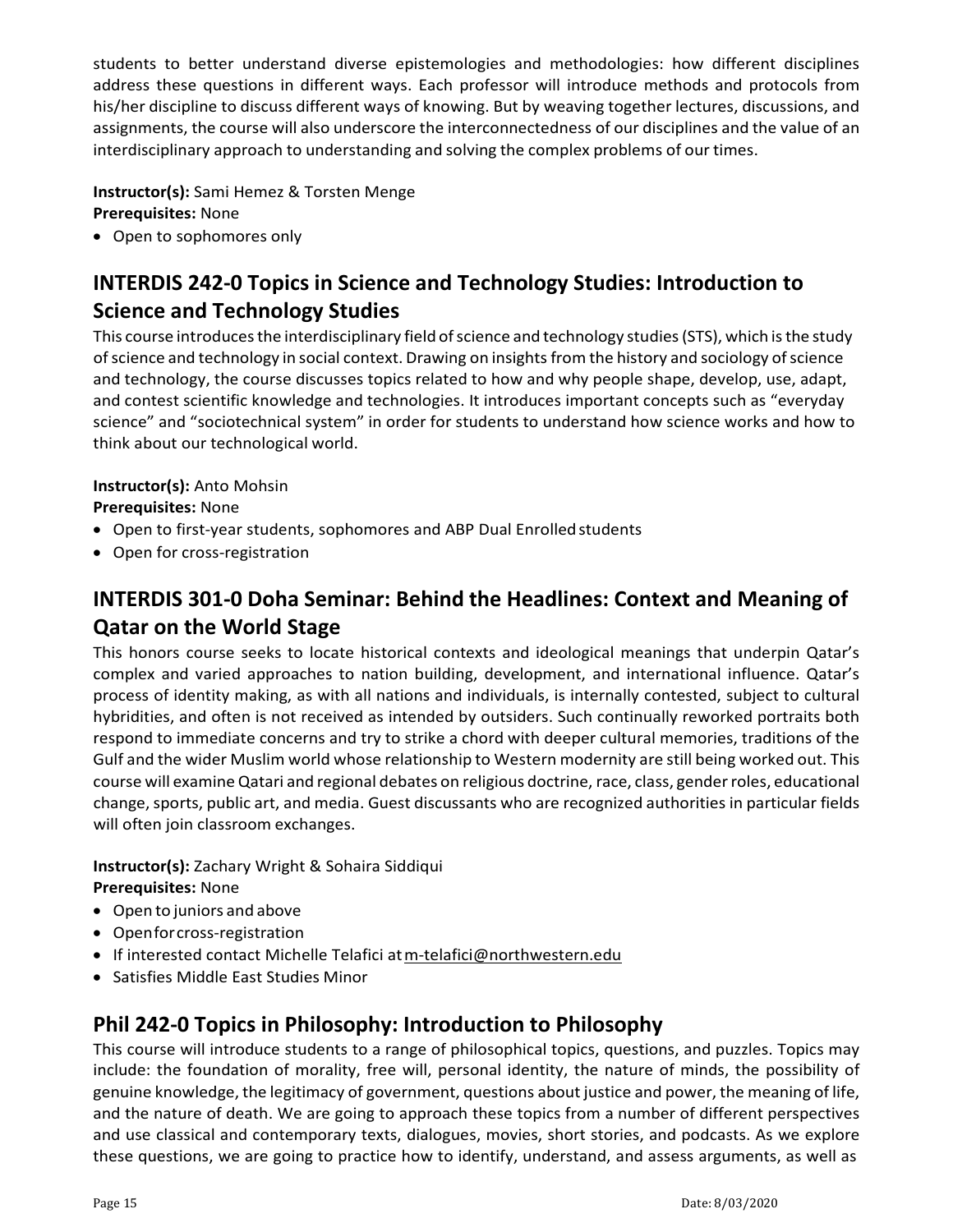students to better understand diverse epistemologies and methodologies: how different disciplines address these questions in different ways. Each professor will introduce methods and protocols from his/her discipline to discuss different ways of knowing. But by weaving together lectures, discussions, and assignments, the course will also underscore the interconnectedness of our disciplines and the value of an interdisciplinary approach to understanding and solving the complex problems of our times.

**Instructor(s):** Sami Hemez & Torsten Menge
**Prerequisites:** None

- Open to sophomores only

## INTERDIS 242-0 Topics in Science and Technology Studies: Introduction to Science and Technology Studies

This course introduces the interdisciplinary field of science and technology studies (STS), which is the study of science and technology in social context. Drawing on insights from the history and sociology of science and technology, the course discusses topics related to how and why people shape, develop, use, adapt, and contest scientific knowledge and technologies. It introduces important concepts such as "everyday science" and "sociotechnical system" in order for students to understand how science works and how to think about our technological world.

**Instructor(s):** Anto Mohsin
**Prerequisites:** None

- Open to first-year students, sophomores and ABP Dual Enrolled students
- Open for cross-registration

## INTERDIS 301-0 Doha Seminar: Behind the Headlines: Context and Meaning of Qatar on the World Stage

This honors course seeks to locate historical contexts and ideological meanings that underpin Qatar's complex and varied approaches to nation building, development, and international influence. Qatar's process of identity making, as with all nations and individuals, is internally contested, subject to cultural hybridities, and often is not received as intended by outsiders. Such continually reworked portraits both respond to immediate concerns and try to strike a chord with deeper cultural memories, traditions of the Gulf and the wider Muslim world whose relationship to Western modernity are still being worked out. This course will examine Qatari and regional debates on religious doctrine, race, class, gender roles, educational change, sports, public art, and media. Guest discussants who are recognized authorities in particular fields will often join classroom exchanges.

**Instructor(s):** Zachary Wright & Sohaira Siddiqui
**Prerequisites:** None

- Open to juniors and above
- Open for cross-registration
- If interested contact Michelle Telafici at m-telafici@northwestern.edu
- Satisfies Middle East Studies Minor

## Phil 242-0 Topics in Philosophy: Introduction to Philosophy

This course will introduce students to a range of philosophical topics, questions, and puzzles. Topics may include: the foundation of morality, free will, personal identity, the nature of minds, the possibility of genuine knowledge, the legitimacy of government, questions about justice and power, the meaning of life, and the nature of death. We are going to approach these topics from a number of different perspectives and use classical and contemporary texts, dialogues, movies, short stories, and podcasts. As we explore these questions, we are going to practice how to identify, understand, and assess arguments, as well as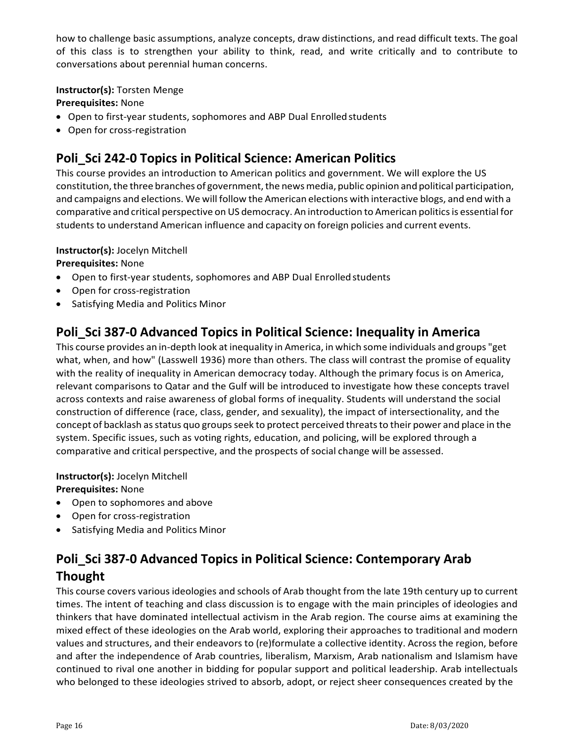how to challenge basic assumptions, analyze concepts, draw distinctions, and read difficult texts. The goal of this class is to strengthen your ability to think, read, and write critically and to contribute to conversations about perennial human concerns.

**Instructor(s):** Torsten Menge
**Prerequisites:** None

- Open to first-year students, sophomores and ABP Dual Enrolled students
- Open for cross-registration

## Poli_Sci 242-0 Topics in Political Science: American Politics

This course provides an introduction to American politics and government. We will explore the US constitution, the three branches of government, the news media, public opinion and political participation, and campaigns and elections. We will follow the American elections with interactive blogs, and end with a comparative and critical perspective on US democracy. An introduction to American politics is essential for students to understand American influence and capacity on foreign policies and current events.

**Instructor(s):** Jocelyn Mitchell
**Prerequisites:** None

- Open to first-year students, sophomores and ABP Dual Enrolled students
- Open for cross-registration
- Satisfying Media and Politics Minor

## Poli_Sci 387-0 Advanced Topics in Political Science: Inequality in America

This course provides an in-depth look at inequality in America, in which some individuals and groups "get what, when, and how" (Lasswell 1936) more than others. The class will contrast the promise of equality with the reality of inequality in American democracy today. Although the primary focus is on America, relevant comparisons to Qatar and the Gulf will be introduced to investigate how these concepts travel across contexts and raise awareness of global forms of inequality. Students will understand the social construction of difference (race, class, gender, and sexuality), the impact of intersectionality, and the concept of backlash as status quo groups seek to protect perceived threats to their power and place in the system. Specific issues, such as voting rights, education, and policing, will be explored through a comparative and critical perspective, and the prospects of social change will be assessed.

**Instructor(s):** Jocelyn Mitchell
**Prerequisites:** None

- Open to sophomores and above
- Open for cross-registration
- Satisfying Media and Politics Minor

## Poli_Sci 387-0 Advanced Topics in Political Science: Contemporary Arab Thought

This course covers various ideologies and schools of Arab thought from the late 19th century up to current times. The intent of teaching and class discussion is to engage with the main principles of ideologies and thinkers that have dominated intellectual activism in the Arab region. The course aims at examining the mixed effect of these ideologies on the Arab world, exploring their approaches to traditional and modern values and structures, and their endeavors to (re)formulate a collective identity. Across the region, before and after the independence of Arab countries, liberalism, Marxism, Arab nationalism and Islamism have continued to rival one another in bidding for popular support and political leadership. Arab intellectuals who belonged to these ideologies strived to absorb, adopt, or reject sheer consequences created by the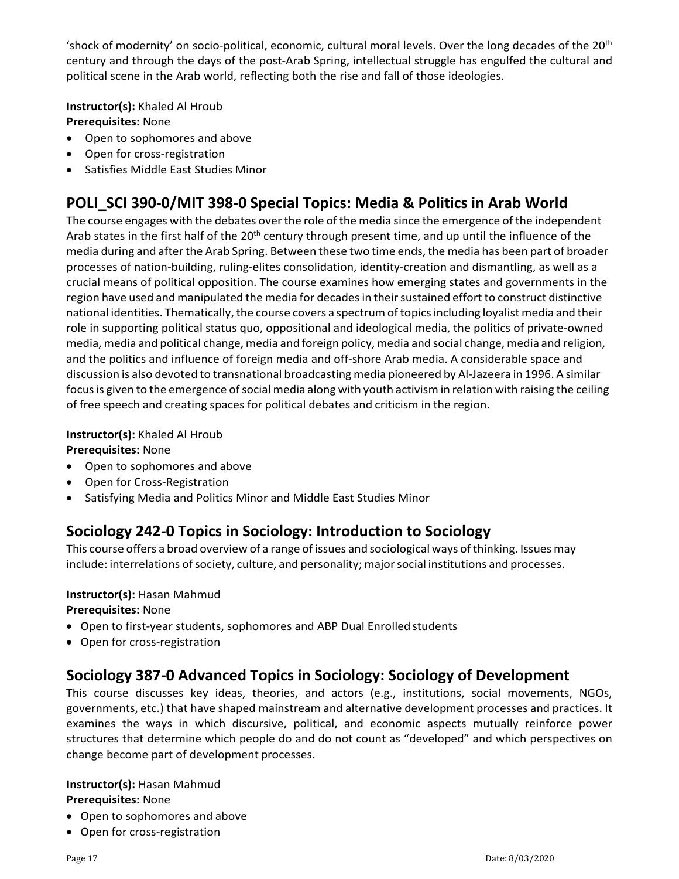'shock of modernity' on socio-political, economic, cultural moral levels. Over the long decades of the 20th century and through the days of the post-Arab Spring, intellectual struggle has engulfed the cultural and political scene in the Arab world, reflecting both the rise and fall of those ideologies.

**Instructor(s):** Khaled Al Hroub
**Prerequisites:** None

- Open to sophomores and above
- Open for cross-registration
- Satisfies Middle East Studies Minor

## POLI_SCI 390-0/MIT 398-0 Special Topics: Media & Politics in Arab World

The course engages with the debates over the role of the media since the emergence of the independent Arab states in the first half of the 20th century through present time, and up until the influence of the media during and after the Arab Spring. Between these two time ends, the media has been part of broader processes of nation-building, ruling-elites consolidation, identity-creation and dismantling, as well as a crucial means of political opposition. The course examines how emerging states and governments in the region have used and manipulated the media for decades in their sustained effort to construct distinctive national identities. Thematically, the course covers a spectrum of topics including loyalist media and their role in supporting political status quo, oppositional and ideological media, the politics of private-owned media, media and political change, media and foreign policy, media and social change, media and religion, and the politics and influence of foreign media and off-shore Arab media. A considerable space and discussion is also devoted to transnational broadcasting media pioneered by Al-Jazeera in 1996. A similar focus is given to the emergence of social media along with youth activism in relation with raising the ceiling of free speech and creating spaces for political debates and criticism in the region.

**Instructor(s):** Khaled Al Hroub
**Prerequisites:** None

- Open to sophomores and above
- Open for Cross-Registration
- Satisfying Media and Politics Minor and Middle East Studies Minor

## Sociology 242-0 Topics in Sociology: Introduction to Sociology

This course offers a broad overview of a range of issues and sociological ways of thinking. Issues may include: interrelations of society, culture, and personality; major social institutions and processes.

**Instructor(s):** Hasan Mahmud
**Prerequisites:** None

- Open to first-year students, sophomores and ABP Dual Enrolled students
- Open for cross-registration

## Sociology 387-0 Advanced Topics in Sociology: Sociology of Development

This course discusses key ideas, theories, and actors (e.g., institutions, social movements, NGOs, governments, etc.) that have shaped mainstream and alternative development processes and practices. It examines the ways in which discursive, political, and economic aspects mutually reinforce power structures that determine which people do and do not count as "developed" and which perspectives on change become part of development processes.

**Instructor(s):** Hasan Mahmud
**Prerequisites:** None

- Open to sophomores and above
- Open for cross-registration